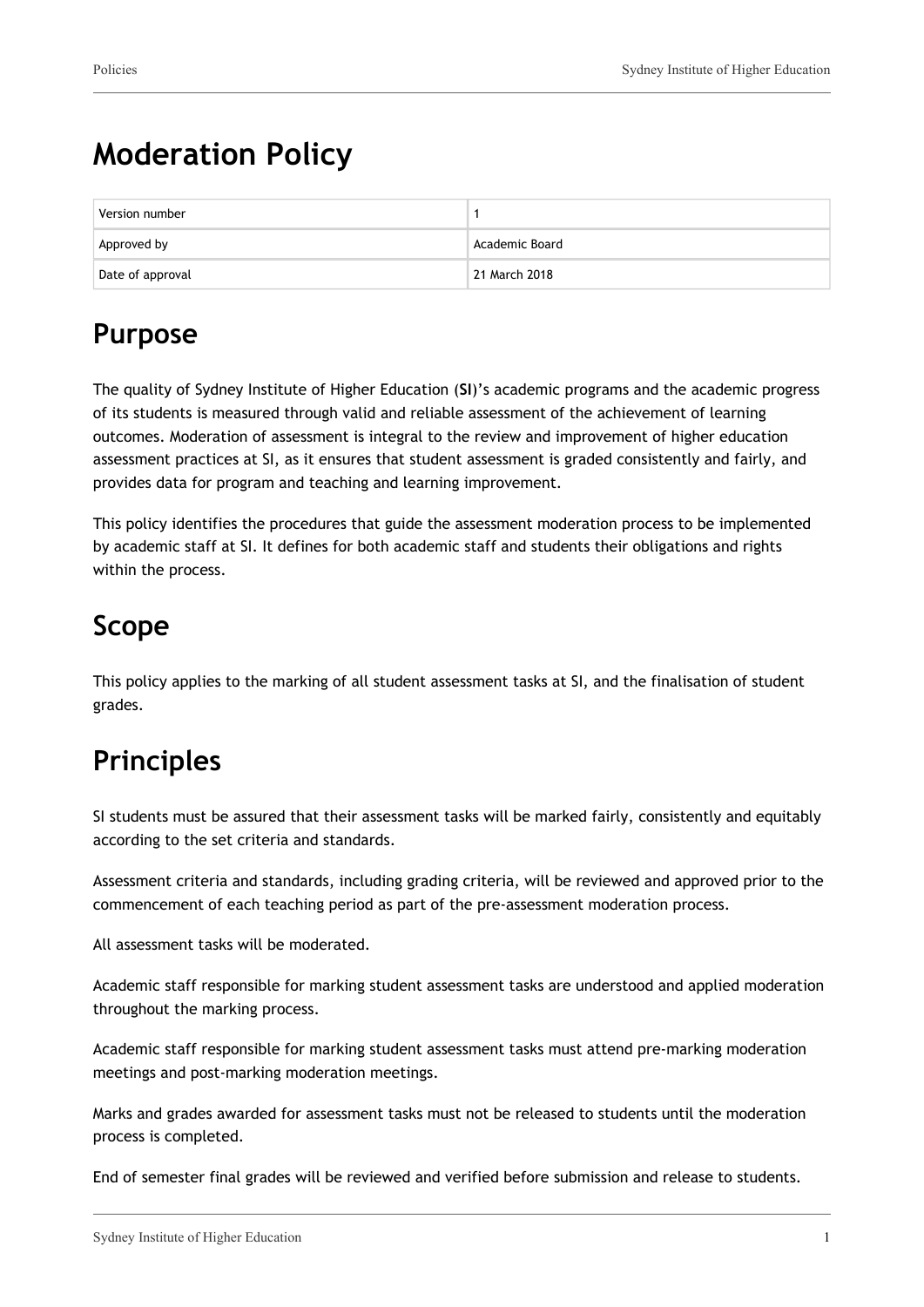# Moderation Policy

| Version number | 1 |
| --- | --- |
| Approved by | Academic Board |
| Date of approval | 21 March 2018 |

## Purpose

The quality of Sydney Institute of Higher Education (**SI**)'s academic programs and the academic progress of its students is measured through valid and reliable assessment of the achievement of learning outcomes. Moderation of assessment is integral to the review and improvement of higher education assessment practices at SI, as it ensures that student assessment is graded consistently and fairly, and provides data for program and teaching and learning improvement.

This policy identifies the procedures that guide the assessment moderation process to be implemented by academic staff at SI. It defines for both academic staff and students their obligations and rights within the process.

## Scope

This policy applies to the marking of all student assessment tasks at SI, and the finalisation of student grades.

## Principles

SI students must be assured that their assessment tasks will be marked fairly, consistently and equitably according to the set criteria and standards.

Assessment criteria and standards, including grading criteria, will be reviewed and approved prior to the commencement of each teaching period as part of the pre-assessment moderation process.

All assessment tasks will be moderated.

Academic staff responsible for marking student assessment tasks are understood and applied moderation throughout the marking process.

Academic staff responsible for marking student assessment tasks must attend pre-marking moderation meetings and post-marking moderation meetings.

Marks and grades awarded for assessment tasks must not be released to students until the moderation process is completed.

End of semester final grades will be reviewed and verified before submission and release to students.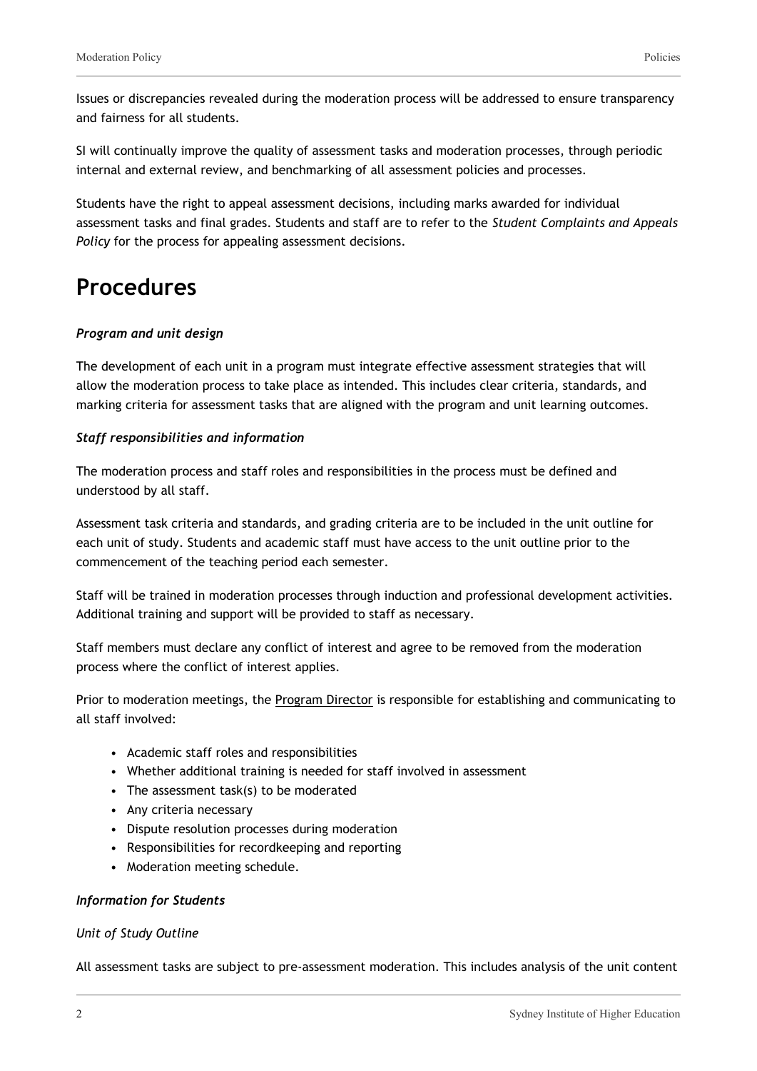Issues or discrepancies revealed during the moderation process will be addressed to ensure transparency and fairness for all students.

SI will continually improve the quality of assessment tasks and moderation processes, through periodic internal and external review, and benchmarking of all assessment policies and processes.

Students have the right to appeal assessment decisions, including marks awarded for individual assessment tasks and final grades. Students and staff are to refer to the *Student Complaints and Appeals Policy* for the process for appealing assessment decisions.

# Procedures

***Program and unit design***

The development of each unit in a program must integrate effective assessment strategies that will allow the moderation process to take place as intended. This includes clear criteria, standards, and marking criteria for assessment tasks that are aligned with the program and unit learning outcomes.

***Staff responsibilities and information***

The moderation process and staff roles and responsibilities in the process must be defined and understood by all staff.

Assessment task criteria and standards, and grading criteria are to be included in the unit outline for each unit of study. Students and academic staff must have access to the unit outline prior to the commencement of the teaching period each semester.

Staff will be trained in moderation processes through induction and professional development activities. Additional training and support will be provided to staff as necessary.

Staff members must declare any conflict of interest and agree to be removed from the moderation process where the conflict of interest applies.

Prior to moderation meetings, the Program Director is responsible for establishing and communicating to all staff involved:

- Academic staff roles and responsibilities
- Whether additional training is needed for staff involved in assessment
- The assessment task(s) to be moderated
- Any criteria necessary
- Dispute resolution processes during moderation
- Responsibilities for recordkeeping and reporting
- Moderation meeting schedule.

***Information for Students***

*Unit of Study Outline*

All assessment tasks are subject to pre-assessment moderation. This includes analysis of the unit content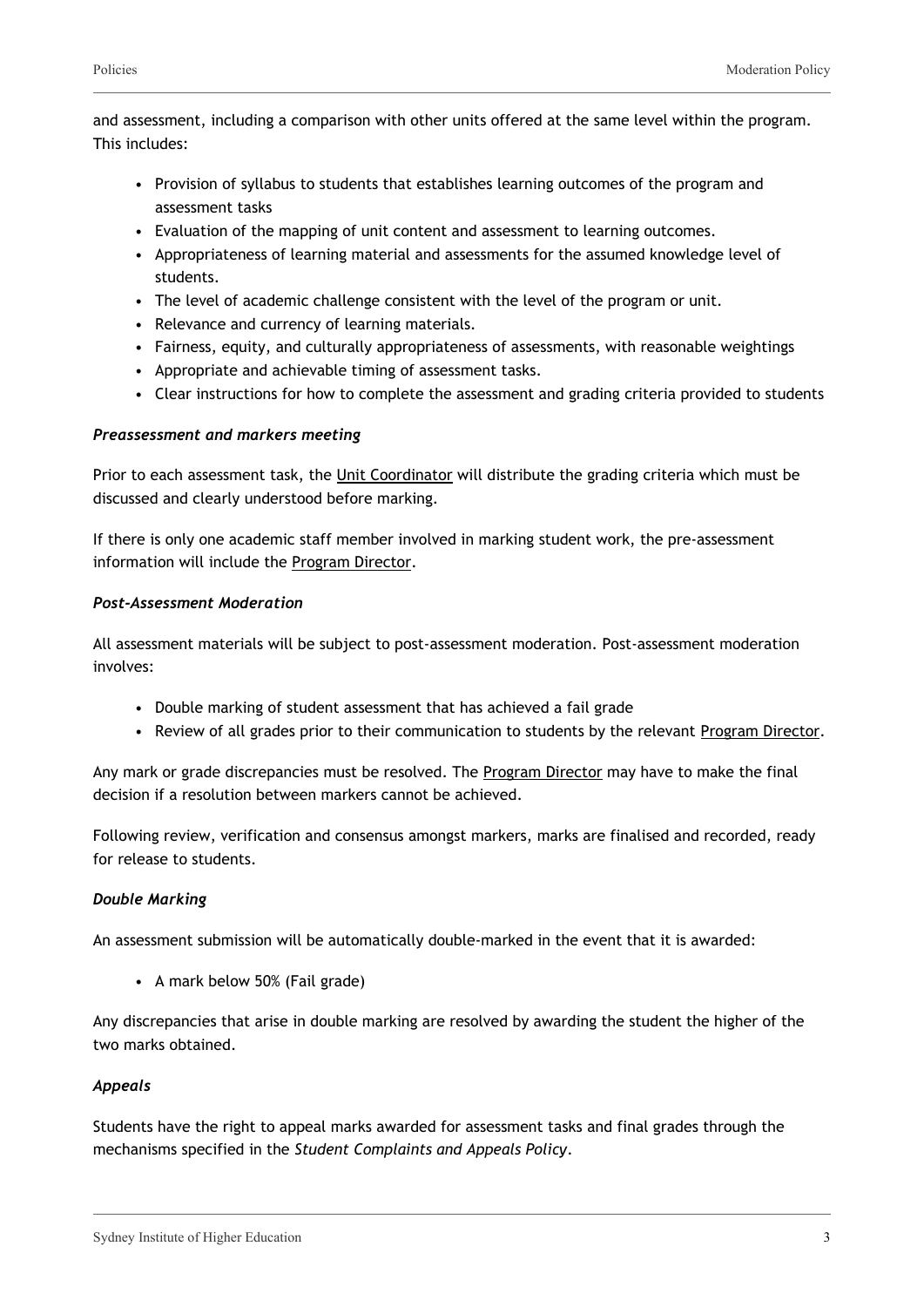and assessment, including a comparison with other units offered at the same level within the program. This includes:

- Provision of syllabus to students that establishes learning outcomes of the program and assessment tasks
- Evaluation of the mapping of unit content and assessment to learning outcomes.
- Appropriateness of learning material and assessments for the assumed knowledge level of students.
- The level of academic challenge consistent with the level of the program or unit.
- Relevance and currency of learning materials.
- Fairness, equity, and culturally appropriateness of assessments, with reasonable weightings
- Appropriate and achievable timing of assessment tasks.
- Clear instructions for how to complete the assessment and grading criteria provided to students

***Preassessment and markers meeting***

Prior to each assessment task, the Unit Coordinator will distribute the grading criteria which must be discussed and clearly understood before marking.

If there is only one academic staff member involved in marking student work, the pre-assessment information will include the Program Director.

***Post-Assessment Moderation***

All assessment materials will be subject to post-assessment moderation. Post-assessment moderation involves:

- Double marking of student assessment that has achieved a fail grade
- Review of all grades prior to their communication to students by the relevant Program Director.

Any mark or grade discrepancies must be resolved. The Program Director may have to make the final decision if a resolution between markers cannot be achieved.

Following review, verification and consensus amongst markers, marks are finalised and recorded, ready for release to students.

***Double Marking***

An assessment submission will be automatically double-marked in the event that it is awarded:

- A mark below 50% (Fail grade)

Any discrepancies that arise in double marking are resolved by awarding the student the higher of the two marks obtained.

***Appeals***

Students have the right to appeal marks awarded for assessment tasks and final grades through the mechanisms specified in the *Student Complaints and Appeals Policy*.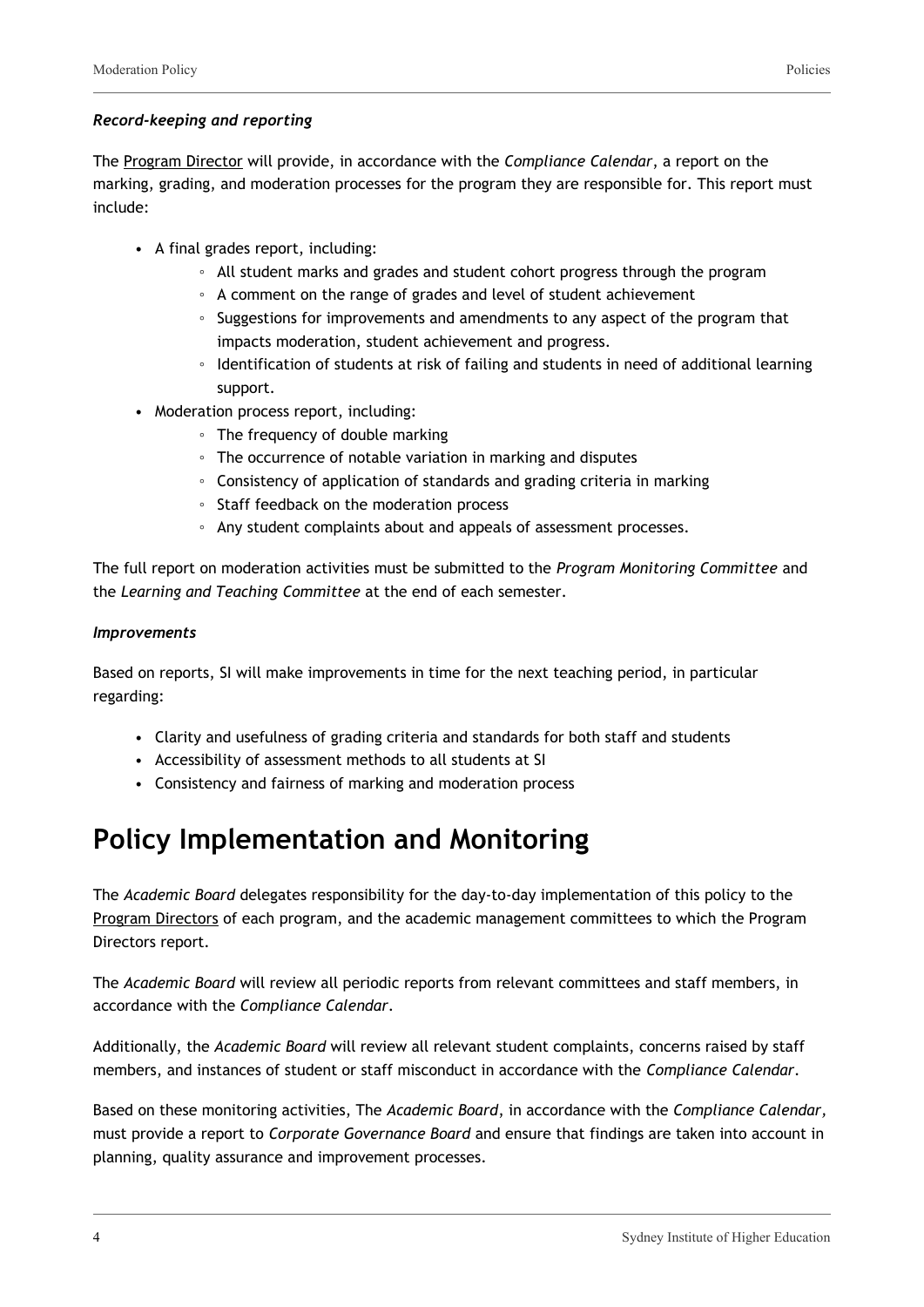***Record-keeping and reporting***

The Program Director will provide, in accordance with the *Compliance Calendar*, a report on the marking, grading, and moderation processes for the program they are responsible for. This report must include:

- A final grades report, including:
  - All student marks and grades and student cohort progress through the program
  - A comment on the range of grades and level of student achievement
  - Suggestions for improvements and amendments to any aspect of the program that impacts moderation, student achievement and progress.
  - Identification of students at risk of failing and students in need of additional learning support.
- Moderation process report, including:
  - The frequency of double marking
  - The occurrence of notable variation in marking and disputes
  - Consistency of application of standards and grading criteria in marking
  - Staff feedback on the moderation process
  - Any student complaints about and appeals of assessment processes.

The full report on moderation activities must be submitted to the *Program Monitoring Committee* and the *Learning and Teaching Committee* at the end of each semester.

***Improvements***

Based on reports, SI will make improvements in time for the next teaching period, in particular regarding:

- Clarity and usefulness of grading criteria and standards for both staff and students
- Accessibility of assessment methods to all students at SI
- Consistency and fairness of marking and moderation process

# Policy Implementation and Monitoring

The *Academic Board* delegates responsibility for the day-to-day implementation of this policy to the Program Directors of each program, and the academic management committees to which the Program Directors report.

The *Academic Board* will review all periodic reports from relevant committees and staff members, in accordance with the *Compliance Calendar*.

Additionally, the *Academic Board* will review all relevant student complaints, concerns raised by staff members, and instances of student or staff misconduct in accordance with the *Compliance Calendar*.

Based on these monitoring activities, The *Academic Board*, in accordance with the *Compliance Calendar,* must provide a report to *Corporate Governance Board* and ensure that findings are taken into account in planning, quality assurance and improvement processes.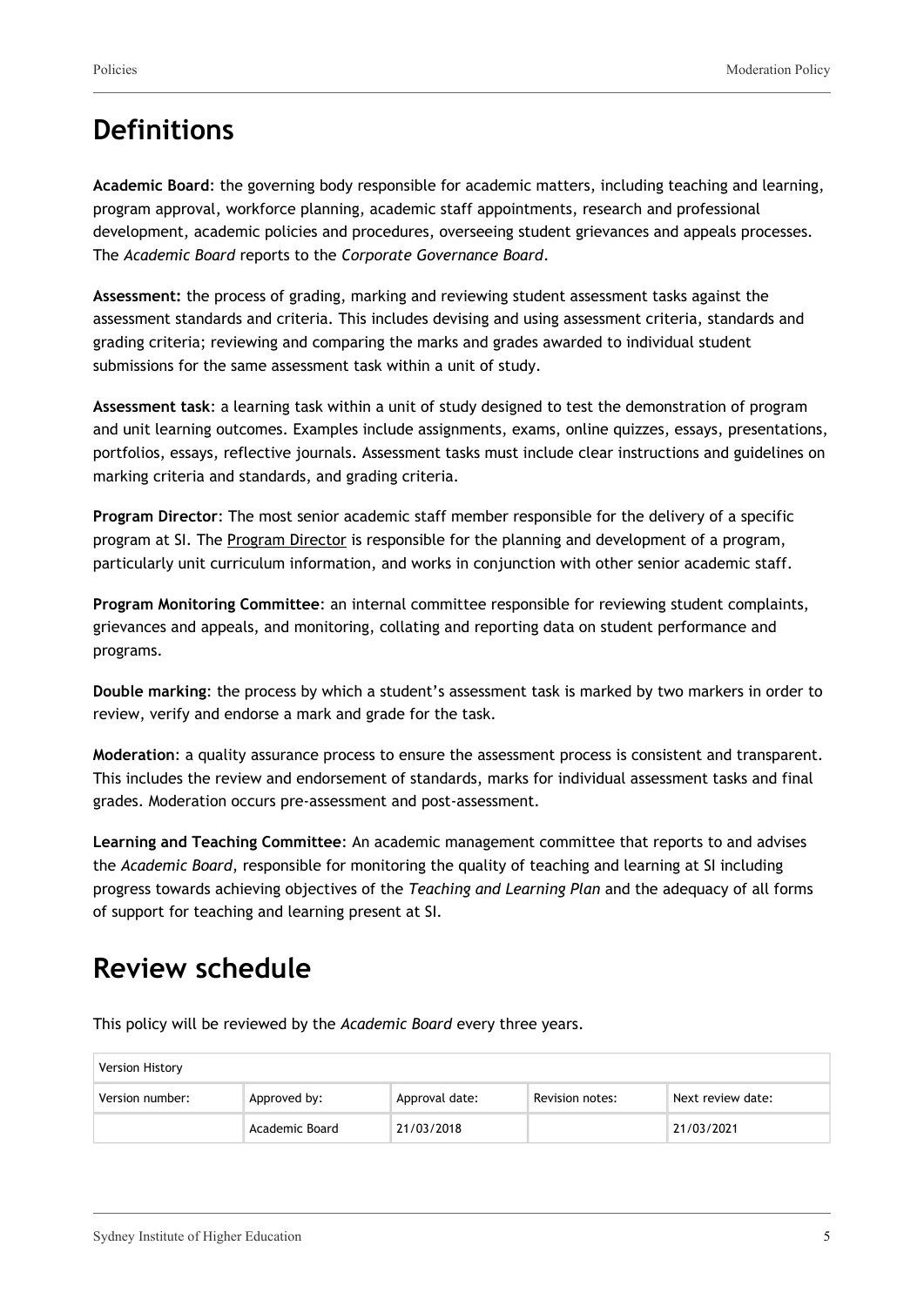## Definitions

**Academic Board**: the governing body responsible for academic matters, including teaching and learning, program approval, workforce planning, academic staff appointments, research and professional development, academic policies and procedures, overseeing student grievances and appeals processes. The *Academic Board* reports to the *Corporate Governance Board*.

**Assessment:** the process of grading, marking and reviewing student assessment tasks against the assessment standards and criteria. This includes devising and using assessment criteria, standards and grading criteria; reviewing and comparing the marks and grades awarded to individual student submissions for the same assessment task within a unit of study.

**Assessment task**: a learning task within a unit of study designed to test the demonstration of program and unit learning outcomes. Examples include assignments, exams, online quizzes, essays, presentations, portfolios, essays, reflective journals. Assessment tasks must include clear instructions and guidelines on marking criteria and standards, and grading criteria.

**Program Director**: The most senior academic staff member responsible for the delivery of a specific program at SI. The Program Director is responsible for the planning and development of a program, particularly unit curriculum information, and works in conjunction with other senior academic staff.

**Program Monitoring Committee**: an internal committee responsible for reviewing student complaints, grievances and appeals, and monitoring, collating and reporting data on student performance and programs.

**Double marking**: the process by which a student's assessment task is marked by two markers in order to review, verify and endorse a mark and grade for the task.

**Moderation**: a quality assurance process to ensure the assessment process is consistent and transparent. This includes the review and endorsement of standards, marks for individual assessment tasks and final grades. Moderation occurs pre-assessment and post-assessment.

**Learning and Teaching Committee**: An academic management committee that reports to and advises the *Academic Board*, responsible for monitoring the quality of teaching and learning at SI including progress towards achieving objectives of the *Teaching and Learning Plan* and the adequacy of all forms of support for teaching and learning present at SI.

## Review schedule

This policy will be reviewed by the *Academic Board* every three years.

| Version History | | | | |
|---|---|---|---|---|
| Version number: | Approved by: | Approval date: | Revision notes: | Next review date: |
| | Academic Board | 21/03/2018 | | 21/03/2021 |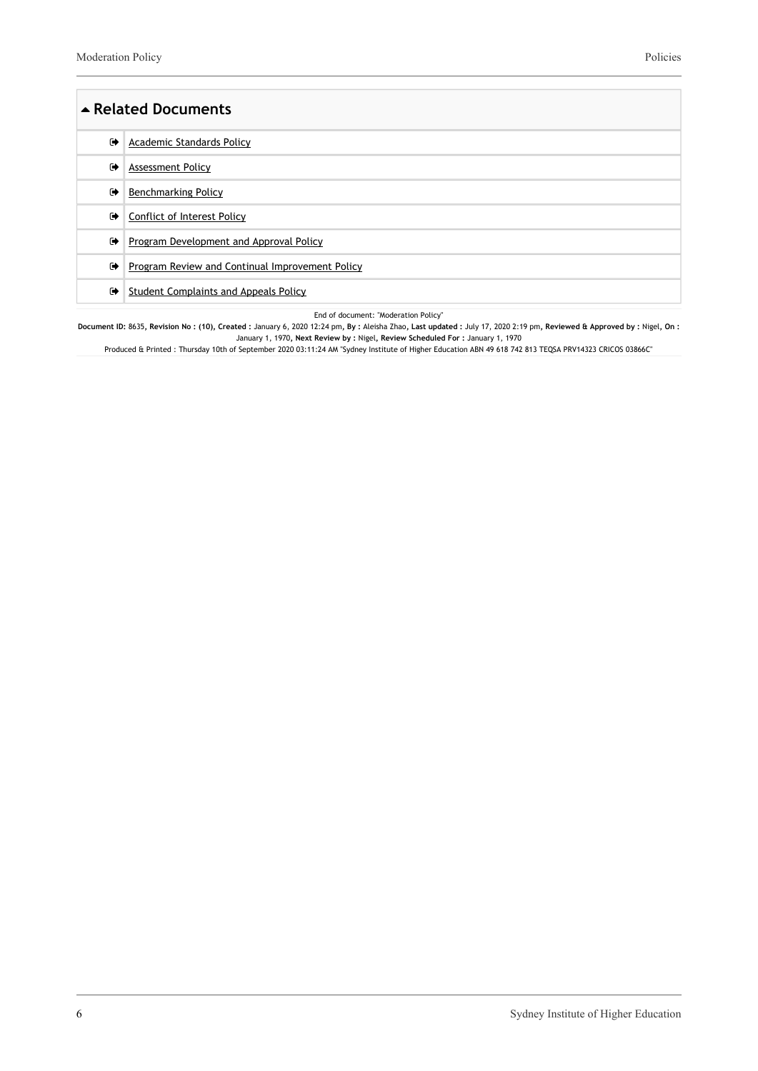## ▲ Related Documents

| | |
|---|---|
| ➡ | Academic Standards Policy |
| ➡ | Assessment Policy |
| ➡ | Benchmarking Policy |
| ➡ | Conflict of Interest Policy |
| ➡ | Program Development and Approval Policy |
| ➡ | Program Review and Continual Improvement Policy |
| ➡ | Student Complaints and Appeals Policy |

End of document: "Moderation Policy"

**Document ID:** 8635, **Revision No : (10), Created :** January 6, 2020 12:24 pm, **By :** Aleisha Zhao, **Last updated :** July 17, 2020 2:19 pm, **Reviewed & Approved by :** Nigel, **On :** January 1, 1970, **Next Review by :** Nigel, **Review Scheduled For :** January 1, 1970

Produced & Printed : Thursday 10th of September 2020 03:11:24 AM "Sydney Institute of Higher Education ABN 49 618 742 813 TEQSA PRV14323 CRICOS 03866C"